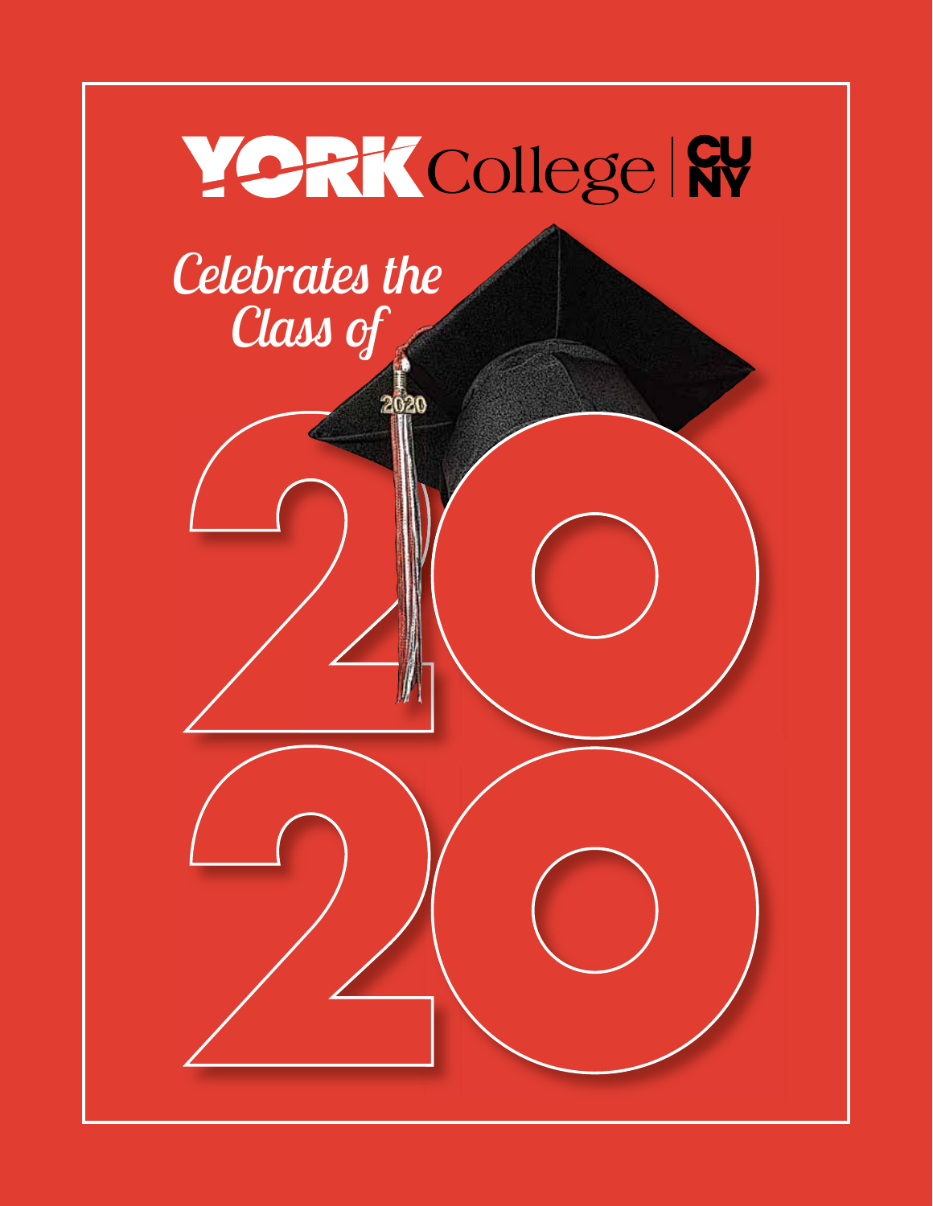# YORK College | CUNY

## *Celebrates the Class of*

# 2020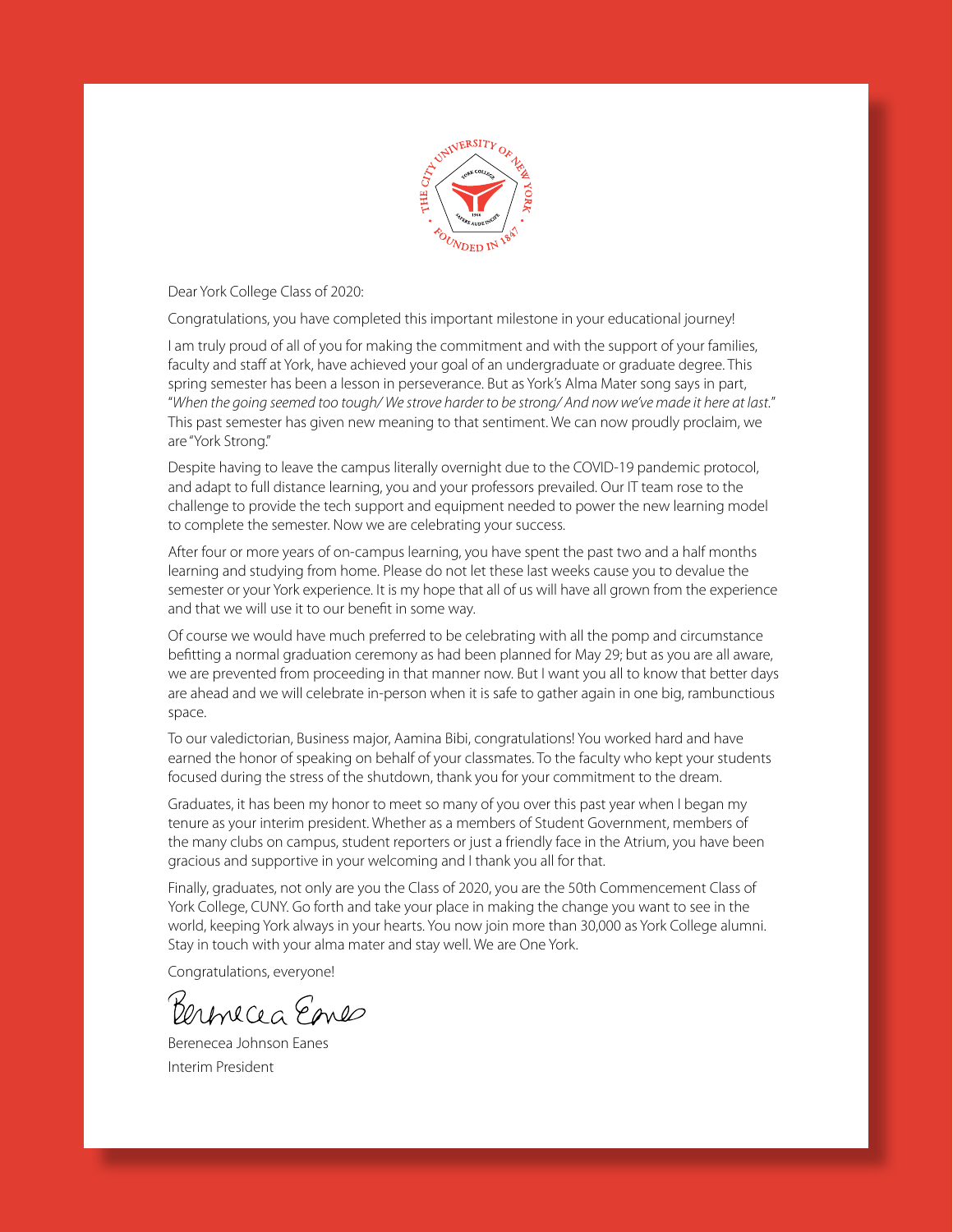Dear York College Class of 2020:

Congratulations, you have completed this important milestone in your educational journey!

I am truly proud of all of you for making the commitment and with the support of your families, faculty and staff at York, have achieved your goal of an undergraduate or graduate degree. This spring semester has been a lesson in perseverance. But as York's Alma Mater song says in part, "*When the going seemed too tough/ We strove harder to be strong/ And now we've made it here at last.*" This past semester has given new meaning to that sentiment. We can now proudly proclaim, we are "York Strong."

Despite having to leave the campus literally overnight due to the COVID-19 pandemic protocol, and adapt to full distance learning, you and your professors prevailed. Our IT team rose to the challenge to provide the tech support and equipment needed to power the new learning model to complete the semester. Now we are celebrating your success.

After four or more years of on-campus learning, you have spent the past two and a half months learning and studying from home. Please do not let these last weeks cause you to devalue the semester or your York experience. It is my hope that all of us will have all grown from the experience and that we will use it to our benefit in some way.

Of course we would have much preferred to be celebrating with all the pomp and circumstance befitting a normal graduation ceremony as had been planned for May 29; but as you are all aware, we are prevented from proceeding in that manner now. But I want you all to know that better days are ahead and we will celebrate in-person when it is safe to gather again in one big, rambunctious space.

To our valedictorian, Business major, Aamina Bibi, congratulations! You worked hard and have earned the honor of speaking on behalf of your classmates. To the faculty who kept your students focused during the stress of the shutdown, thank you for your commitment to the dream.

Graduates, it has been my honor to meet so many of you over this past year when I began my tenure as your interim president. Whether as a members of Student Government, members of the many clubs on campus, student reporters or just a friendly face in the Atrium, you have been gracious and supportive in your welcoming and I thank you all for that.

Finally, graduates, not only are you the Class of 2020, you are the 50th Commencement Class of York College, CUNY. Go forth and take your place in making the change you want to see in the world, keeping York always in your hearts. You now join more than 30,000 as York College alumni. Stay in touch with your alma mater and stay well. We are One York.

Congratulations, everyone!

Berenecea Eanes

Berenecea Johnson Eanes

Interim President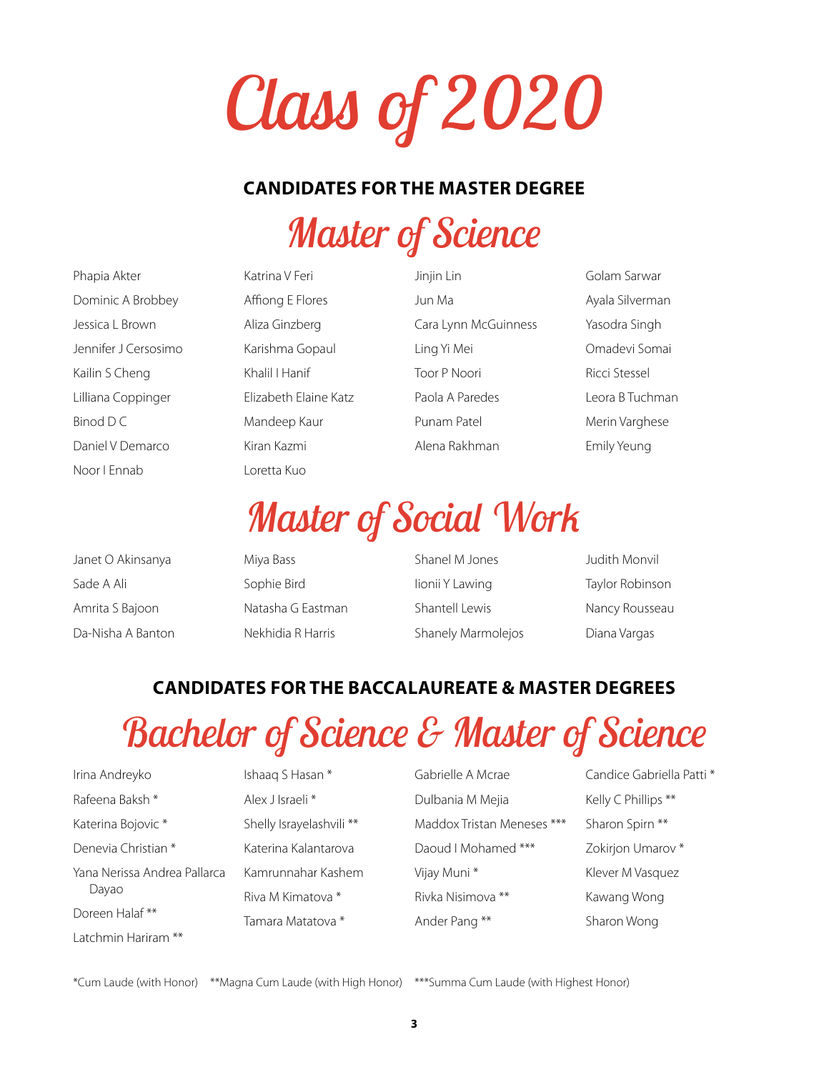# Class of 2020

**CANDIDATES FOR THE MASTER DEGREE**

## Master of Science

Phapia Akter
Dominic A Brobbey
Jessica L Brown
Jennifer J Cersosimo
Kailin S Cheng
Lilliana Coppinger
Binod D C
Daniel V Demarco
Noor I Ennab
Katrina V Feri
Affiong E Flores
Aliza Ginzberg
Karishma Gopaul
Khalil I Hanif
Elizabeth Elaine Katz
Mandeep Kaur
Kiran Kazmi
Loretta Kuo
Jinjin Lin
Jun Ma
Cara Lynn McGuinness
Ling Yi Mei
Toor P Noori
Paola A Paredes
Punam Patel
Alena Rakhman
Golam Sarwar
Ayala Silverman
Yasodra Singh
Omadevi Somai
Ricci Stessel
Leora B Tuchman
Merin Varghese
Emily Yeung

## Master of Social Work

Janet O Akinsanya
Sade A Ali
Amrita S Bajoon
Da-Nisha A Banton
Miya Bass
Sophie Bird
Natasha G Eastman
Nekhidia R Harris
Shanel M Jones
Iionii Y Lawing
Shantell Lewis
Shanely Marmolejos
Judith Monvil
Taylor Robinson
Nancy Rousseau
Diana Vargas

**CANDIDATES FOR THE BACCALAUREATE & MASTER DEGREES**

## Bachelor of Science & Master of Science

Irina Andreyko
Rafeena Baksh *
Katerina Bojovic *
Denevia Christian *
Yana Nerissa Andrea Pallarca Dayao
Doreen Halaf **
Latchmin Hariram **
Ishaaq S Hasan *
Alex J Israeli *
Shelly Israyelashvili **
Katerina Kalantarova
Kamrunnahar Kashem
Riva M Kimatova *
Tamara Matatova *
Gabrielle A Mcrae
Dulbania M Mejia
Maddox Tristan Meneses ***
Daoud I Mohamed ***
Vijay Muni *
Rivka Nisimova **
Ander Pang **
Candice Gabriella Patti *
Kelly C Phillips **
Sharon Spirn **
Zokirjon Umarov *
Klever M Vasquez
Kawang Wong
Sharon Wong

*Cum Laude (with Honor) **Magna Cum Laude (with High Honor) ***Summa Cum Laude (with Highest Honor)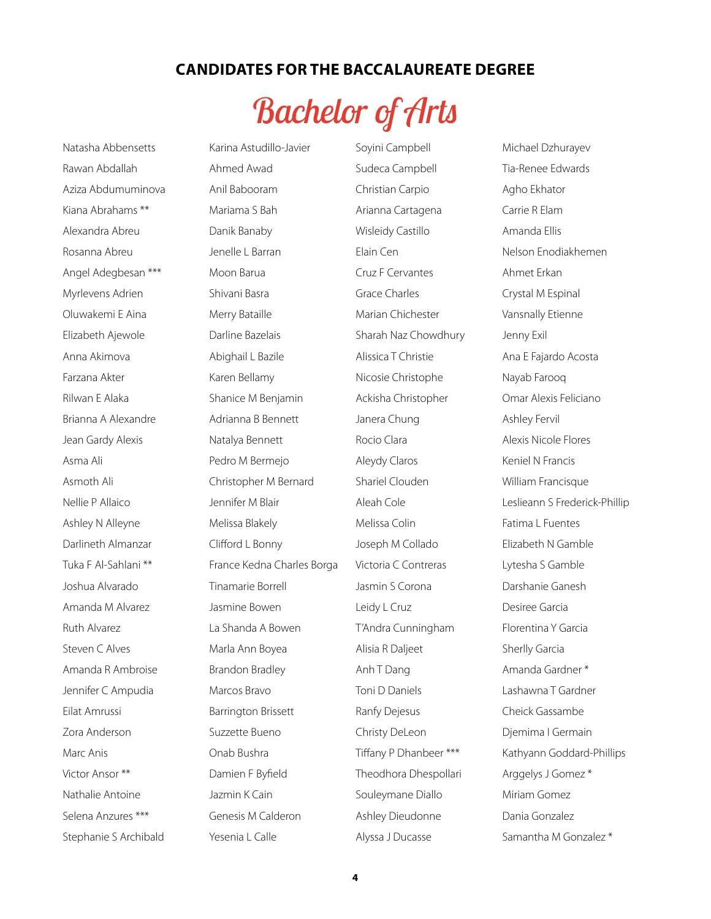## CANDIDATES FOR THE BACCALAUREATE DEGREE

# Bachelor of Arts

Natasha Abbensetts
Rawan Abdallah
Aziza Abdumuminova
Kiana Abrahams **
Alexandra Abreu
Rosanna Abreu
Angel Adegbesan ***
Myrlevens Adrien
Oluwakemi E Aina
Elizabeth Ajewole
Anna Akimova
Farzana Akter
Rilwan E Alaka
Brianna A Alexandre
Jean Gardy Alexis
Asma Ali
Asmoth Ali
Nellie P Allaico
Ashley N Alleyne
Darlineth Almanzar
Tuka F Al-Sahlani **
Joshua Alvarado
Amanda M Alvarez
Ruth Alvarez
Steven C Alves
Amanda R Ambroise
Jennifer C Ampudia
Eilat Amrussi
Zora Anderson
Marc Anis
Victor Ansor **
Nathalie Antoine
Selena Anzures ***
Stephanie S Archibald
Karina Astudillo-Javier
Ahmed Awad
Anil Babooram
Mariama S Bah
Danik Banaby
Jenelle L Barran
Moon Barua
Shivani Basra
Merry Bataille
Darline Bazelais
Abighail L Bazile
Karen Bellamy
Shanice M Benjamin
Adrianna B Bennett
Natalya Bennett
Pedro M Bermejo
Christopher M Bernard
Jennifer M Blair
Melissa Blakely
Clifford L Bonny
France Kedna Charles Borga
Tinamarie Borrell
Jasmine Bowen
La Shanda A Bowen
Marla Ann Boyea
Brandon Bradley
Marcos Bravo
Barrington Brissett
Suzzette Bueno
Onab Bushra
Damien F Byfield
Jazmin K Cain
Genesis M Calderon
Yesenia L Calle
Soyini Campbell
Sudeca Campbell
Christian Carpio
Arianna Cartagena
Wisleidy Castillo
Elain Cen
Cruz F Cervantes
Grace Charles
Marian Chichester
Sharah Naz Chowdhury
Alissica T Christie
Nicosie Christophe
Ackisha Christopher
Janera Chung
Rocio Clara
Aleydy Claros
Shariel Clouden
Aleah Cole
Melissa Colin
Joseph M Collado
Victoria C Contreras
Jasmin S Corona
Leidy L Cruz
T'Andra Cunningham
Alisia R Daljeet
Anh T Dang
Toni D Daniels
Ranfy Dejesus
Christy DeLeon
Tiffany P Dhanbeer ***
Theodhora Dhespollari
Souleymane Diallo
Ashley Dieudonne
Alyssa J Ducasse
Michael Dzhurayev
Tia-Renee Edwards
Agho Ekhator
Carrie R Elam
Amanda Ellis
Nelson Enodiakhemen
Ahmet Erkan
Crystal M Espinal
Vansnally Etienne
Jenny Exil
Ana E Fajardo Acosta
Nayab Farooq
Omar Alexis Feliciano
Ashley Fervil
Alexis Nicole Flores
Keniel N Francis
William Francisque
Leslieann S Frederick-Phillip
Fatima L Fuentes
Elizabeth N Gamble
Lytesha S Gamble
Darshanie Ganesh
Desiree Garcia
Florentina Y Garcia
Sherlly Garcia
Amanda Gardner *
Lashawna T Gardner
Cheick Gassambe
Djemima I Germain
Kathyann Goddard-Phillips
Arggelys J Gomez *
Miriam Gomez
Dania Gonzalez
Samantha M Gonzalez *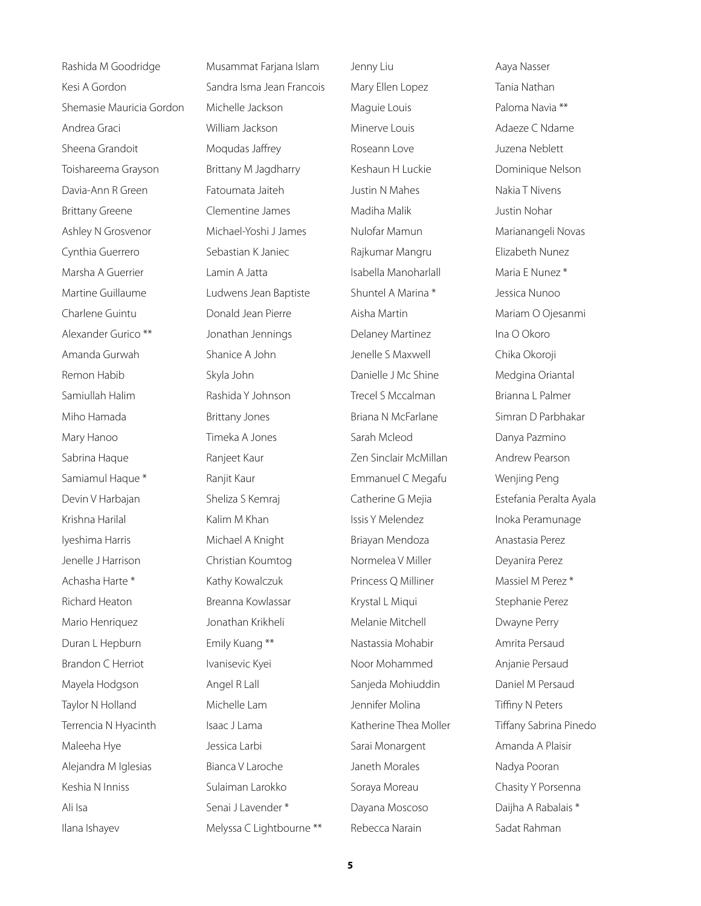Rashida M Goodridge
Kesi A Gordon
Shemasie Mauricia Gordon
Andrea Graci
Sheena Grandoit
Toishareema Grayson
Davia-Ann R Green
Brittany Greene
Ashley N Grosvenor
Cynthia Guerrero
Marsha A Guerrier
Martine Guillaume
Charlene Guintu
Alexander Gurico **
Amanda Gurwah
Remon Habib
Samiullah Halim
Miho Hamada
Mary Hanoo
Sabrina Haque
Samiamul Haque *
Devin V Harbajan
Krishna Harilal
Iyeshima Harris
Jenelle J Harrison
Achasha Harte *
Richard Heaton
Mario Henriquez
Duran L Hepburn
Brandon C Herriot
Mayela Hodgson
Taylor N Holland
Terrencia N Hyacinth
Maleeha Hye
Alejandra M Iglesias
Keshia N Inniss
Ali Isa
Ilana Ishayev

Musammat Farjana Islam
Sandra Isma Jean Francois
Michelle Jackson
William Jackson
Moqudas Jaffrey
Brittany M Jagdharry
Fatoumata Jaiteh
Clementine James
Michael-Yoshi J James
Sebastian K Janiec
Lamin A Jatta
Ludwens Jean Baptiste
Donald Jean Pierre
Jonathan Jennings
Shanice A John
Skyla John
Rashida Y Johnson
Brittany Jones
Timeka A Jones
Ranjeet Kaur
Ranjit Kaur
Sheliza S Kemraj
Kalim M Khan
Michael A Knight
Christian Koumtog
Kathy Kowalczuk
Breanna Kowlassar
Jonathan Krikheli
Emily Kuang **
Ivanisevic Kyei
Angel R Lall
Michelle Lam
Isaac J Lama
Jessica Larbi
Bianca V Laroche
Sulaiman Larokko
Senai J Lavender *
Melyssa C Lightbourne **

Jenny Liu
Mary Ellen Lopez
Maguie Louis
Minerve Louis
Roseann Love
Keshaun H Luckie
Justin N Mahes
Madiha Malik
Nulofar Mamun
Rajkumar Mangru
Isabella Manoharlall
Shuntel A Marina *
Aisha Martin
Delaney Martinez
Jenelle S Maxwell
Danielle J Mc Shine
Trecel S Mccalman
Briana N McFarlane
Sarah Mcleod
Zen Sinclair McMillan
Emmanuel C Megafu
Catherine G Mejia
Issis Y Melendez
Briayan Mendoza
Normelea V Miller
Princess Q Milliner
Krystal L Miqui
Melanie Mitchell
Nastassia Mohabir
Noor Mohammed
Sanjeda Mohiuddin
Jennifer Molina
Katherine Thea Moller
Sarai Monargent
Janeth Morales
Soraya Moreau
Dayana Moscoso
Rebecca Narain

Aaya Nasser
Tania Nathan
Paloma Navia **
Adaeze C Ndame
Juzena Neblett
Dominique Nelson
Nakia T Nivens
Justin Nohar
Marianangeli Novas
Elizabeth Nunez
Maria E Nunez *
Jessica Nunoo
Mariam O Ojesanmi
Ina O Okoro
Chika Okoroji
Medgina Oriantal
Brianna L Palmer
Simran D Parbhakar
Danya Pazmino
Andrew Pearson
Wenjing Peng
Estefania Peralta Ayala
Inoka Peramunage
Anastasia Perez
Deyanira Perez
Massiel M Perez *
Stephanie Perez
Dwayne Perry
Amrita Persaud
Anjanie Persaud
Daniel M Persaud
Tiffiny N Peters
Tiffany Sabrina Pinedo
Amanda A Plaisir
Nadya Pooran
Chasity Y Porsenna
Daijha A Rabalais *
Sadat Rahman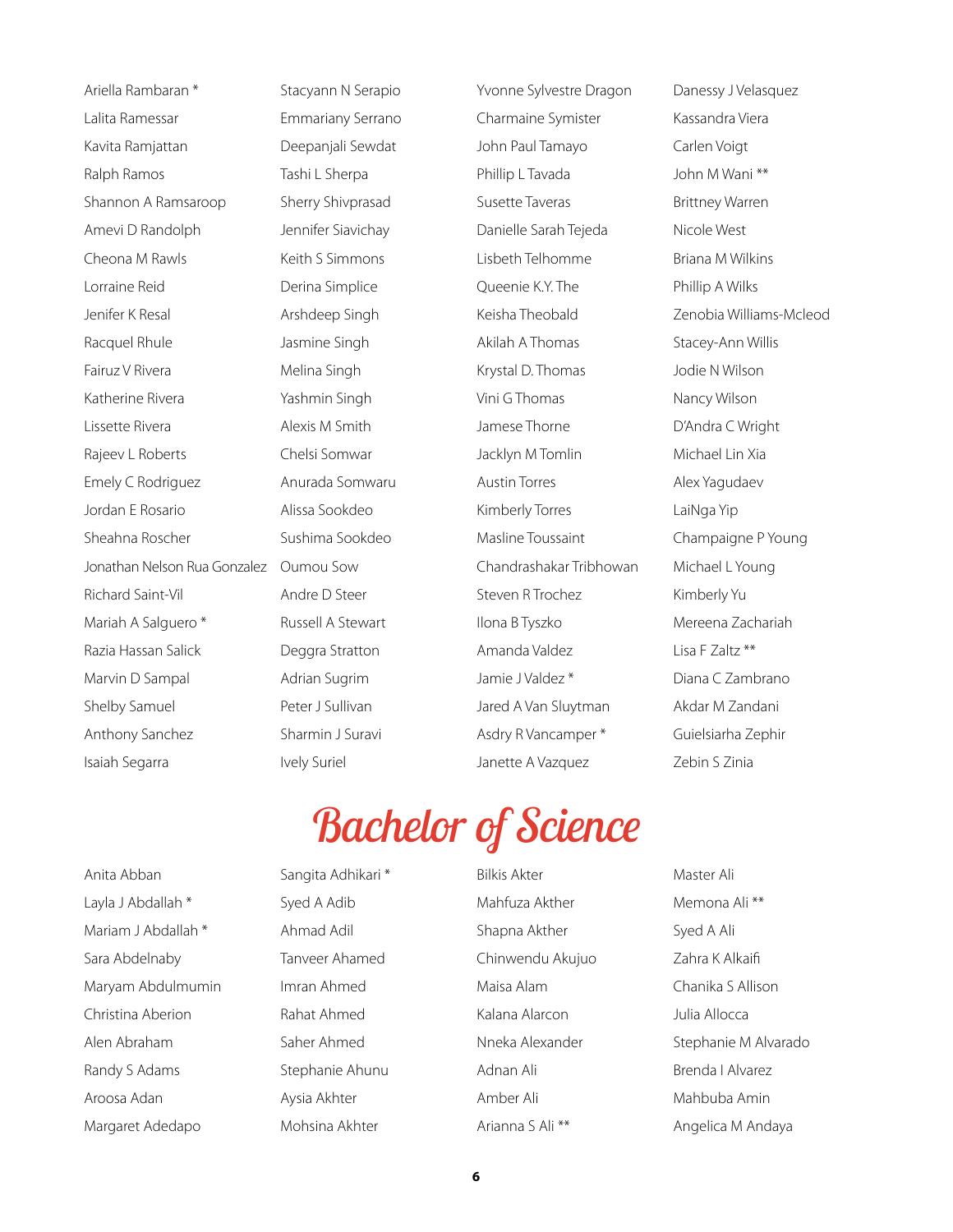Ariella Rambaran *
Lalita Ramessar
Kavita Ramjattan
Ralph Ramos
Shannon A Ramsaroop
Amevi D Randolph
Cheona M Rawls
Lorraine Reid
Jenifer K Resal
Racquel Rhule
Fairuz V Rivera
Katherine Rivera
Lissette Rivera
Rajeev L Roberts
Emely C Rodriguez
Jordan E Rosario
Sheahna Roscher
Jonathan Nelson Rua Gonzalez
Richard Saint-Vil
Mariah A Salguero *
Razia Hassan Salick
Marvin D Sampal
Shelby Samuel
Anthony Sanchez
Isaiah Segarra
Stacyann N Serapio
Emmariany Serrano
Deepanjali Sewdat
Tashi L Sherpa
Sherry Shivprasad
Jennifer Siavichay
Keith S Simmons
Derina Simplice
Arshdeep Singh
Jasmine Singh
Melina Singh
Yashmin Singh
Alexis M Smith
Chelsi Somwar
Anurada Somwaru
Alissa Sookdeo
Sushima Sookdeo
Oumou Sow
Andre D Steer
Russell A Stewart
Deggra Stratton
Adrian Sugrim
Peter J Sullivan
Sharmin J Suravi
Ively Suriel
Yvonne Sylvestre Dragon
Charmaine Symister
John Paul Tamayo
Phillip L Tavada
Susette Taveras
Danielle Sarah Tejeda
Lisbeth Telhomme
Queenie K.Y. The
Keisha Theobald
Akilah A Thomas
Krystal D. Thomas
Vini G Thomas
Jamese Thorne
Jacklyn M Tomlin
Austin Torres
Kimberly Torres
Masline Toussaint
Chandrashakar Tribhowan
Steven R Trochez
Ilona B Tyszko
Amanda Valdez
Jamie J Valdez *
Jared A Van Sluytman
Asdry R Vancamper *
Janette A Vazquez
Danessy J Velasquez
Kassandra Viera
Carlen Voigt
John M Wani **
Brittney Warren
Nicole West
Briana M Wilkins
Phillip A Wilks
Zenobia Williams-Mcleod
Stacey-Ann Willis
Jodie N Wilson
Nancy Wilson
D'Andra C Wright
Michael Lin Xia
Alex Yagudaev
LaiNga Yip
Champaigne P Young
Michael L Young
Kimberly Yu
Mereena Zachariah
Lisa F Zaltz **
Diana C Zambrano
Akdar M Zandani
Guielsiarha Zephir
Zebin S Zinia

# Bachelor of Science

Anita Abban
Layla J Abdallah *
Mariam J Abdallah *
Sara Abdelnaby
Maryam Abdulmumin
Christina Aberion
Alen Abraham
Randy S Adams
Aroosa Adan
Margaret Adedapo
Sangita Adhikari *
Syed A Adib
Ahmad Adil
Tanveer Ahamed
Imran Ahmed
Rahat Ahmed
Saher Ahmed
Stephanie Ahunu
Aysia Akhter
Mohsina Akhter
Bilkis Akter
Mahfuza Akther
Shapna Akther
Chinwendu Akujuo
Maisa Alam
Kalana Alarcon
Nneka Alexander
Adnan Ali
Amber Ali
Arianna S Ali **
Master Ali
Memona Ali **
Syed A Ali
Zahra K Alkaifi
Chanika S Allison
Julia Allocca
Stephanie M Alvarado
Brenda I Alvarez
Mahbuba Amin
Angelica M Andaya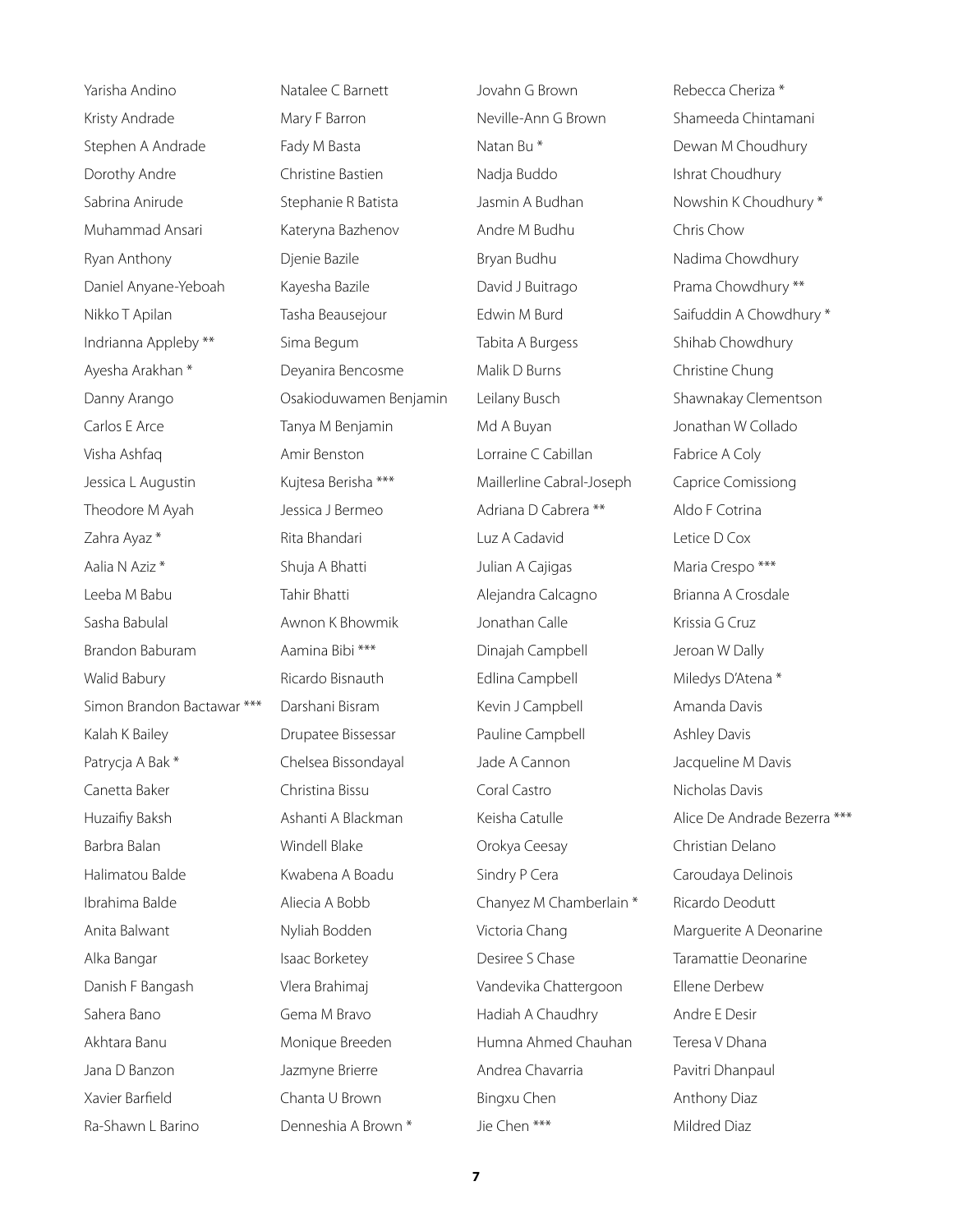Yarisha Andino

Kristy Andrade

Stephen A Andrade

Dorothy Andre

Sabrina Anirude

Muhammad Ansari

Ryan Anthony

Daniel Anyane-Yeboah

Nikko T Apilan

Indrianna Appleby **

Ayesha Arakhan *

Danny Arango

Carlos E Arce

Visha Ashfaq

Jessica L Augustin

Theodore M Ayah

Zahra Ayaz *

Aalia N Aziz *

Leeba M Babu

Sasha Babulal

Brandon Baburam

Walid Babury

Simon Brandon Bactawar ***

Kalah K Bailey

Patrycja A Bak *

Canetta Baker

Huzaifiy Baksh

Barbra Balan

Halimatou Balde

Ibrahima Balde

Anita Balwant

Alka Bangar

Danish F Bangash

Sahera Bano

Akhtara Banu

Jana D Banzon

Xavier Barfield

Ra-Shawn L Barino

Natalee C Barnett

Mary F Barron

Fady M Basta

Christine Bastien

Stephanie R Batista

Kateryna Bazhenov

Djenie Bazile

Kayesha Bazile

Tasha Beausejour

Sima Begum

Deyanira Bencosme

Osakioduwamen Benjamin

Tanya M Benjamin

Amir Benston

Kujtesa Berisha ***

Jessica J Bermeo

Rita Bhandari

Shuja A Bhatti

Tahir Bhatti

Awnon K Bhowmik

Aamina Bibi ***

Ricardo Bisnauth

Darshani Bisram

Drupatee Bissessar

Chelsea Bissondayal

Christina Bissu

Ashanti A Blackman

Windell Blake

Kwabena A Boadu

Aliecia A Bobb

Nyliah Bodden

Isaac Borketey

Vlera Brahimaj

Gema M Bravo

Monique Breeden

Jazmyne Brierre

Chanta U Brown

Denneshia A Brown *

Jovahn G Brown

Neville-Ann G Brown

Natan Bu *

Nadja Buddo

Jasmin A Budhan

Andre M Budhu

Bryan Budhu

David J Buitrago

Edwin M Burd

Tabita A Burgess

Malik D Burns

Leilany Busch

Md A Buyan

Lorraine C Cabillan

Maillerline Cabral-Joseph

Adriana D Cabrera **

Luz A Cadavid

Julian A Cajigas

Alejandra Calcagno

Jonathan Calle

Dinajah Campbell

Edlina Campbell

Kevin J Campbell

Pauline Campbell

Jade A Cannon

Coral Castro

Keisha Catulle

Orokya Ceesay

Sindry P Cera

Chanyez M Chamberlain *

Victoria Chang

Desiree S Chase

Vandevika Chattergoon

Hadiah A Chaudhry

Humna Ahmed Chauhan

Andrea Chavarria

Bingxu Chen

Jie Chen ***

Rebecca Cheriza *

Shameeda Chintamani

Dewan M Choudhury

Ishrat Choudhury

Nowshin K Choudhury *

Chris Chow

Nadima Chowdhury

Prama Chowdhury **

Saifuddin A Chowdhury *

Shihab Chowdhury

Christine Chung

Shawnakay Clementson

Jonathan W Collado

Fabrice A Coly

Caprice Comissiong

Aldo F Cotrina

Letice D Cox

Maria Crespo ***

Brianna A Crosdale

Krissia G Cruz

Jeroan W Dally

Miledys D'Atena *

Amanda Davis

Ashley Davis

Jacqueline M Davis

Nicholas Davis

Alice De Andrade Bezerra ***

Christian Delano

Caroudaya Delinois

Ricardo Deodutt

Marguerite A Deonarine

Taramattie Deonarine

Ellene Derbew

Andre E Desir

Teresa V Dhana

Pavitri Dhanpaul

Anthony Diaz

Mildred Diaz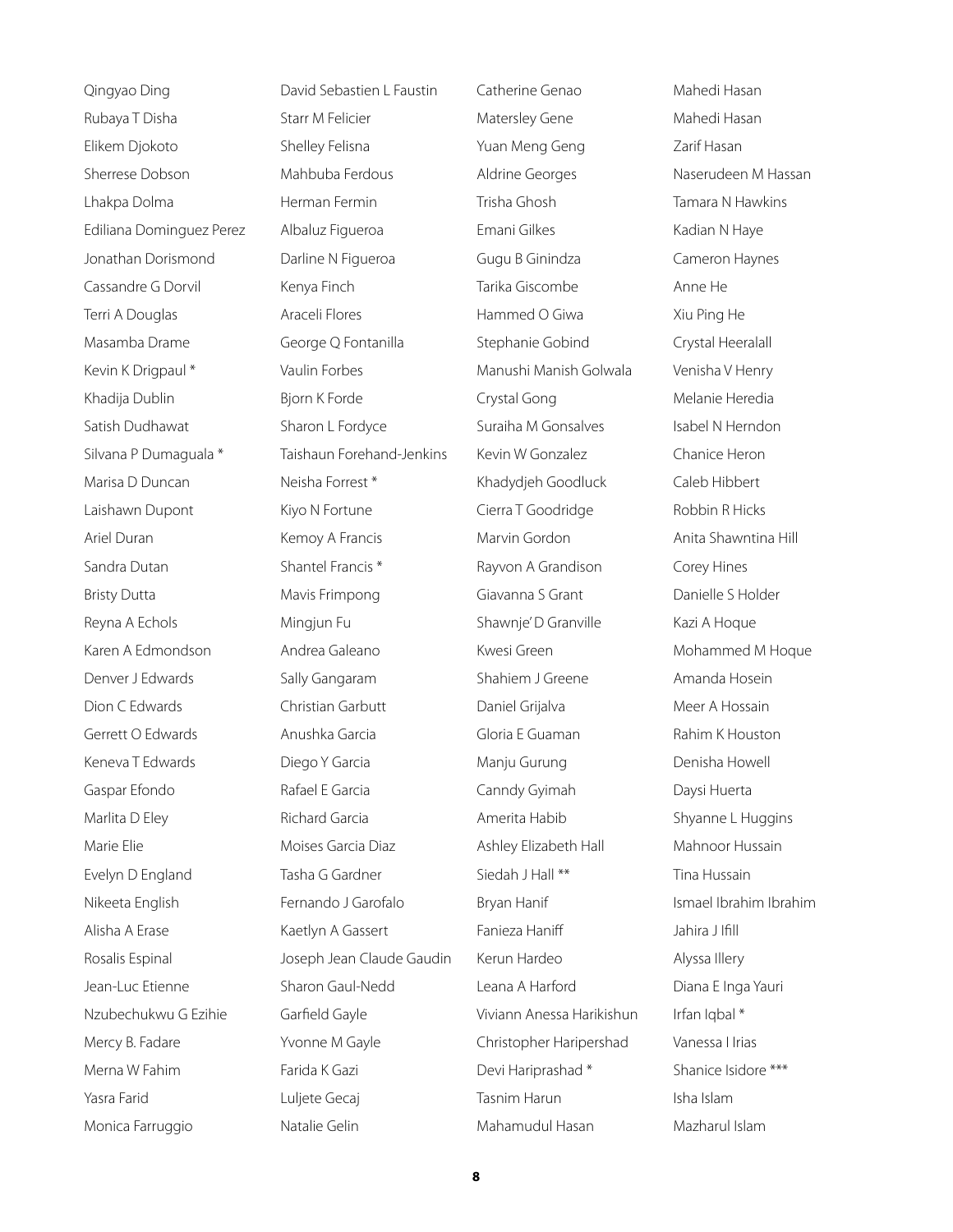Qingyao Ding
Rubaya T Disha
Elikem Djokoto
Sherrese Dobson
Lhakpa Dolma
Ediliana Dominguez Perez
Jonathan Dorismond
Cassandre G Dorvil
Terri A Douglas
Masamba Drame
Kevin K Drigpaul *
Khadija Dublin
Satish Dudhawat
Silvana P Dumaguala *
Marisa D Duncan
Laishawn Dupont
Ariel Duran
Sandra Dutan
Bristy Dutta
Reyna A Echols
Karen A Edmondson
Denver J Edwards
Dion C Edwards
Gerrett O Edwards
Keneva T Edwards
Gaspar Efondo
Marlita D Eley
Marie Elie
Evelyn D England
Nikeeta English
Alisha A Erase
Rosalis Espinal
Jean-Luc Etienne
Nzubechukwu G Ezihie
Mercy B. Fadare
Merna W Fahim
Yasra Farid
Monica Farruggio

David Sebastien L Faustin
Starr M Felicier
Shelley Felisna
Mahbuba Ferdous
Herman Fermin
Albaluz Figueroa
Darline N Figueroa
Kenya Finch
Araceli Flores
George Q Fontanilla
Vaulin Forbes
Bjorn K Forde
Sharon L Fordyce
Taishaun Forehand-Jenkins
Neisha Forrest *
Kiyo N Fortune
Kemoy A Francis
Shantel Francis *
Mavis Frimpong
Mingjun Fu
Andrea Galeano
Sally Gangaram
Christian Garbutt
Anushka Garcia
Diego Y Garcia
Rafael E Garcia
Richard Garcia
Moises Garcia Diaz
Tasha G Gardner
Fernando J Garofalo
Kaetlyn A Gassert
Joseph Jean Claude Gaudin
Sharon Gaul-Nedd
Garfield Gayle
Yvonne M Gayle
Farida K Gazi
Luljete Gecaj
Natalie Gelin

Catherine Genao
Matersley Gene
Yuan Meng Geng
Aldrine Georges
Trisha Ghosh
Emani Gilkes
Gugu B Ginindza
Tarika Giscombe
Hammed O Giwa
Stephanie Gobind
Manushi Manish Golwala
Crystal Gong
Suraiha M Gonsalves
Kevin W Gonzalez
Khadydjeh Goodluck
Cierra T Goodridge
Marvin Gordon
Rayvon A Grandison
Giavanna S Grant
Shawnje' D Granville
Kwesi Green
Shahiem J Greene
Daniel Grijalva
Gloria E Guaman
Manju Gurung
Canndy Gyimah
Amerita Habib
Ashley Elizabeth Hall
Siedah J Hall **
Bryan Hanif
Fanieza Haniff
Kerun Hardeo
Leana A Harford
Viviann Anessa Harikishun
Christopher Haripershad
Devi Hariprashad *
Tasnim Harun
Mahamudul Hasan

Mahedi Hasan
Mahedi Hasan
Zarif Hasan
Naserudeen M Hassan
Tamara N Hawkins
Kadian N Haye
Cameron Haynes
Anne He
Xiu Ping He
Crystal Heeralall
Venisha V Henry
Melanie Heredia
Isabel N Herndon
Chanice Heron
Caleb Hibbert
Robbin R Hicks
Anita Shawntina Hill
Corey Hines
Danielle S Holder
Kazi A Hoque
Mohammed M Hoque
Amanda Hosein
Meer A Hossain
Rahim K Houston
Denisha Howell
Daysi Huerta
Shyanne L Huggins
Mahnoor Hussain
Tina Hussain
Ismael Ibrahim Ibrahim
Jahira J Ifill
Alyssa Illery
Diana E Inga Yauri
Irfan Iqbal *
Vanessa I Irias
Shanice Isidore ***
Isha Islam
Mazharul Islam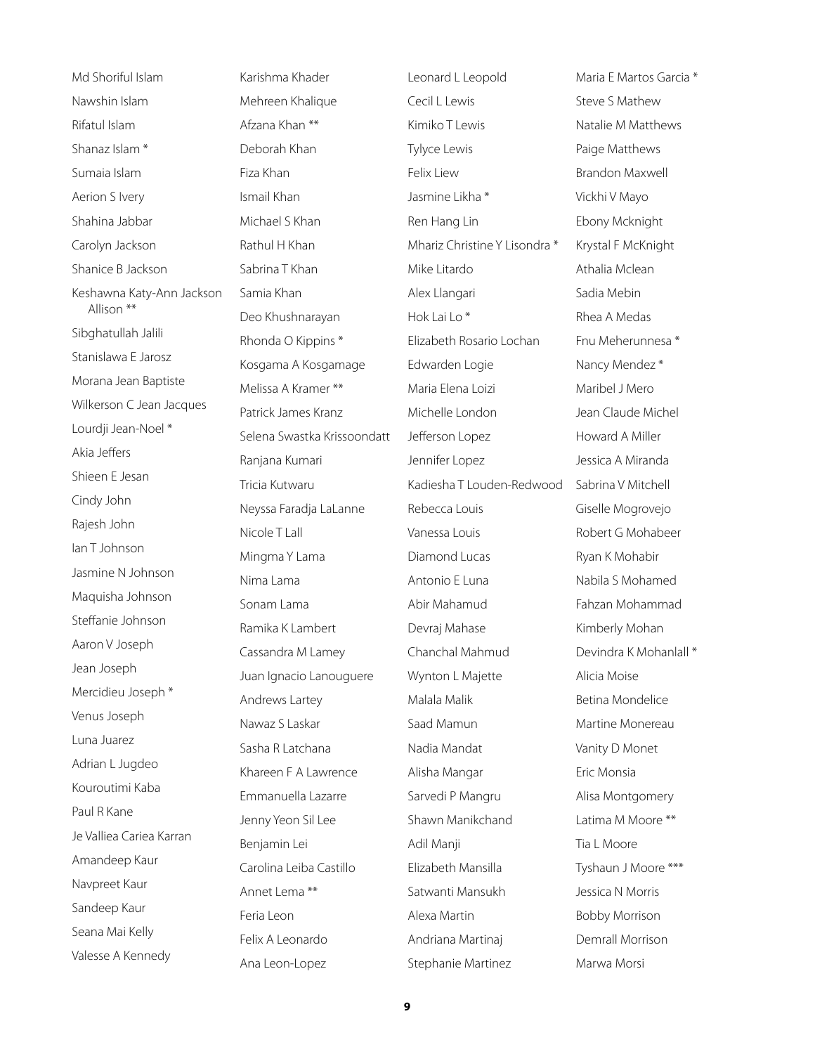Md Shoriful Islam

Nawshin Islam

Rifatul Islam

Shanaz Islam *

Sumaia Islam

Aerion S Ivery

Shahina Jabbar

Carolyn Jackson

Shanice B Jackson

Keshawna Katy-Ann Jackson Allison **

Sibghatullah Jalili

Stanislawa E Jarosz

Morana Jean Baptiste

Wilkerson C Jean Jacques

Lourdji Jean-Noel *

Akia Jeffers

Shieen E Jesan

Cindy John

Rajesh John

Ian T Johnson

Jasmine N Johnson

Maquisha Johnson

Steffanie Johnson

Aaron V Joseph

Jean Joseph

Mercidieu Joseph *

Venus Joseph

Luna Juarez

Adrian L Jugdeo

Kouroutimi Kaba

Paul R Kane

Je Valliea Cariea Karran

Amandeep Kaur

Navpreet Kaur

Sandeep Kaur

Seana Mai Kelly

Valesse A Kennedy

Karishma Khader

Mehreen Khalique

Afzana Khan **

Deborah Khan

Fiza Khan

Ismail Khan

Michael S Khan

Rathul H Khan

Sabrina T Khan

Samia Khan

Deo Khushnarayan

Rhonda O Kippins *

Kosgama A Kosgamage

Melissa A Kramer **

Patrick James Kranz

Selena Swastka Krissoondatt

Ranjana Kumari

Tricia Kutwaru

Neyssa Faradja LaLanne

Nicole T Lall

Mingma Y Lama

Nima Lama

Sonam Lama

Ramika K Lambert

Cassandra M Lamey

Juan Ignacio Lanouguere

Andrews Lartey

Nawaz S Laskar

Sasha R Latchana

Khareen F A Lawrence

Emmanuella Lazarre

Jenny Yeon Sil Lee

Benjamin Lei

Carolina Leiba Castillo

Annet Lema **

Feria Leon

Felix A Leonardo

Ana Leon-Lopez

Leonard L Leopold

Cecil L Lewis

Kimiko T Lewis

Tylyce Lewis

Felix Liew

Jasmine Likha *

Ren Hang Lin

Mhariz Christine Y Lisondra *

Mike Litardo

Alex Llangari

Hok Lai Lo *

Elizabeth Rosario Lochan

Edwarden Logie

Maria Elena Loizi

Michelle London

Jefferson Lopez

Jennifer Lopez

Kadiesha T Louden-Redwood

Rebecca Louis

Vanessa Louis

Diamond Lucas

Antonio E Luna

Abir Mahamud

Devraj Mahase

Chanchal Mahmud

Wynton L Majette

Malala Malik

Saad Mamun

Nadia Mandat

Alisha Mangar

Sarvedi P Mangru

Shawn Manikchand

Adil Manji

Elizabeth Mansilla

Satwanti Mansukh

Alexa Martin

Andriana Martinaj

Stephanie Martinez

Maria E Martos Garcia *

Steve S Mathew

Natalie M Matthews

Paige Matthews

Brandon Maxwell

Vickhi V Mayo

Ebony Mcknight

Krystal F McKnight

Athalia Mclean

Sadia Mebin

Rhea A Medas

Fnu Meherunnesa *

Nancy Mendez *

Maribel J Mero

Jean Claude Michel

Howard A Miller

Jessica A Miranda

Sabrina V Mitchell

Giselle Mogrovejo

Robert G Mohabeer

Ryan K Mohabir

Nabila S Mohamed

Fahzan Mohammad

Kimberly Mohan

Devindra K Mohanlall *

Alicia Moise

Betina Mondelice

Martine Monereau

Vanity D Monet

Eric Monsia

Alisa Montgomery

Latima M Moore **

Tia L Moore

Tyshaun J Moore ***

Jessica N Morris

Bobby Morrison

Demrall Morrison

Marwa Morsi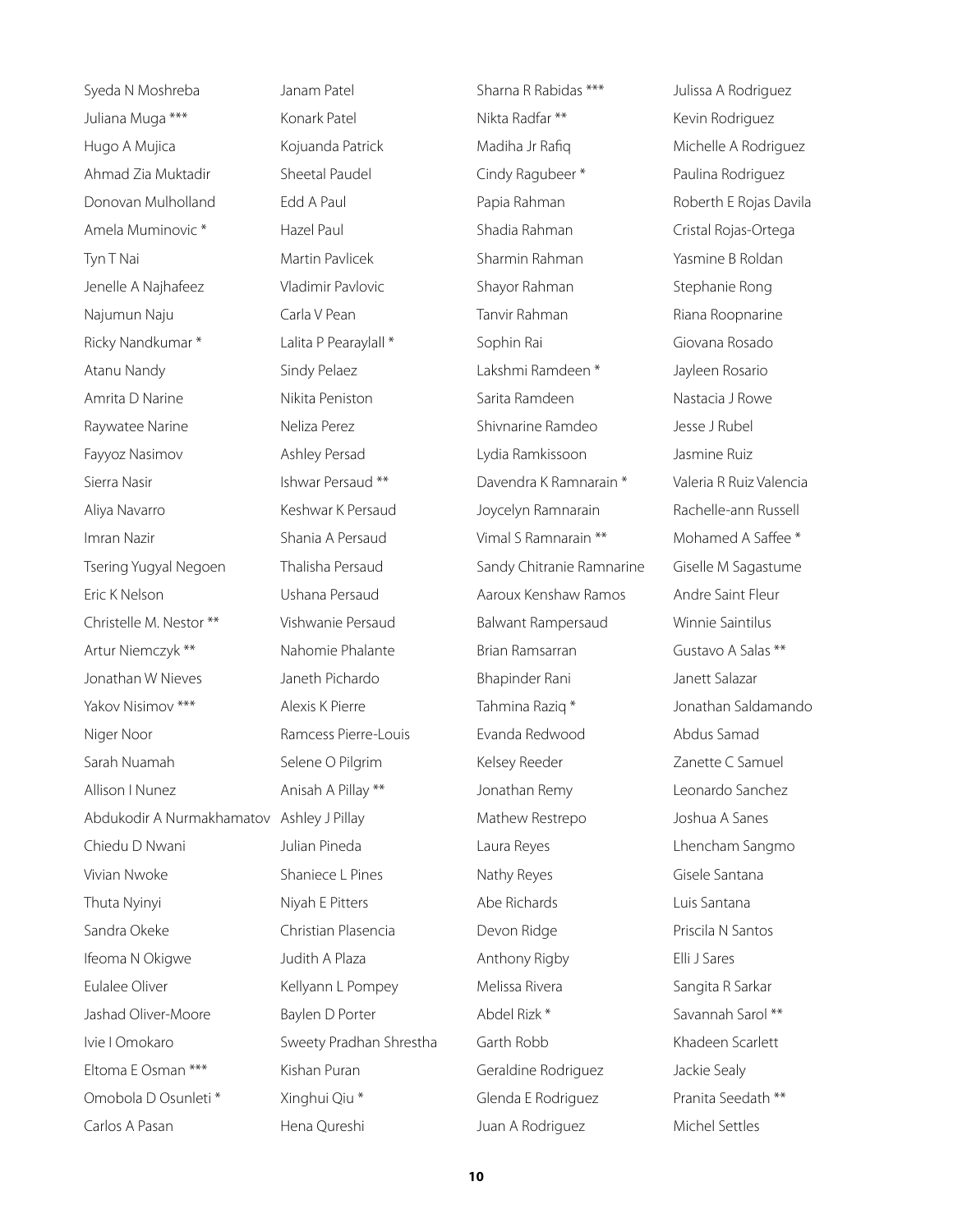Syeda N Moshreba
Juliana Muga ***
Hugo A Mujica
Ahmad Zia Muktadir
Donovan Mulholland
Amela Muminovic *
Tyn T Nai
Jenelle A Najhafeez
Najumun Naju
Ricky Nandkumar *
Atanu Nandy
Amrita D Narine
Raywatee Narine
Fayyoz Nasimov
Sierra Nasir
Aliya Navarro
Imran Nazir
Tsering Yugyal Negoen
Eric K Nelson
Christelle M. Nestor **
Artur Niemczyk **
Jonathan W Nieves
Yakov Nisimov ***
Niger Noor
Sarah Nuamah
Allison I Nunez
Abdukodir A Nurmakhamatov
Chiedu D Nwani
Vivian Nwoke
Thuta Nyinyi
Sandra Okeke
Ifeoma N Okigwe
Eulalee Oliver
Jashad Oliver-Moore
Ivie I Omokaro
Eltoma E Osman ***
Omobola D Osunleti *
Carlos A Pasan
Janam Patel
Konark Patel
Kojuanda Patrick
Sheetal Paudel
Edd A Paul
Hazel Paul
Martin Pavlicek
Vladimir Pavlovic
Carla V Pean
Lalita P Pearaylall *
Sindy Pelaez
Nikita Peniston
Neliza Perez
Ashley Persad
Ishwar Persaud **
Keshwar K Persaud
Shania A Persaud
Thalisha Persaud
Ushana Persaud
Vishwanie Persaud
Nahomie Phalante
Janeth Pichardo
Alexis K Pierre
Ramcess Pierre-Louis
Selene O Pilgrim
Anisah A Pillay **
Ashley J Pillay
Julian Pineda
Shaniece L Pines
Niyah E Pitters
Christian Plasencia
Judith A Plaza
Kellyann L Pompey
Baylen D Porter
Sweety Pradhan Shrestha
Kishan Puran
Xinghui Qiu *
Hena Qureshi
Sharna R Rabidas ***
Nikta Radfar **
Madiha Jr Rafiq
Cindy Ragubeer *
Papia Rahman
Shadia Rahman
Sharmin Rahman
Shayor Rahman
Tanvir Rahman
Sophin Rai
Lakshmi Ramdeen *
Sarita Ramdeen
Shivnarine Ramdeo
Lydia Ramkissoon
Davendra K Ramnarain *
Joycelyn Ramnarain
Vimal S Ramnarain **
Sandy Chitranie Ramnarine
Aaroux Kenshaw Ramos
Balwant Rampersaud
Brian Ramsarran
Bhapinder Rani
Tahmina Raziq *
Evanda Redwood
Kelsey Reeder
Jonathan Remy
Mathew Restrepo
Laura Reyes
Nathy Reyes
Abe Richards
Devon Ridge
Anthony Rigby
Melissa Rivera
Abdel Rizk *
Garth Robb
Geraldine Rodriguez
Glenda E Rodriguez
Juan A Rodriguez
Julissa A Rodriguez
Kevin Rodriguez
Michelle A Rodriguez
Paulina Rodriguez
Roberth E Rojas Davila
Cristal Rojas-Ortega
Yasmine B Roldan
Stephanie Rong
Riana Roopnarine
Giovana Rosado
Jayleen Rosario
Nastacia J Rowe
Jesse J Rubel
Jasmine Ruiz
Valeria R Ruiz Valencia
Rachelle-ann Russell
Mohamed A Saffee *
Giselle M Sagastume
Andre Saint Fleur
Winnie Saintilus
Gustavo A Salas **
Janett Salazar
Jonathan Saldamando
Abdus Samad
Zanette C Samuel
Leonardo Sanchez
Joshua A Sanes
Lhencham Sangmo
Gisele Santana
Luis Santana
Priscila N Santos
Elli J Sares
Sangita R Sarkar
Savannah Sarol **
Khadeen Scarlett
Jackie Sealy
Pranita Seedath **
Michel Settles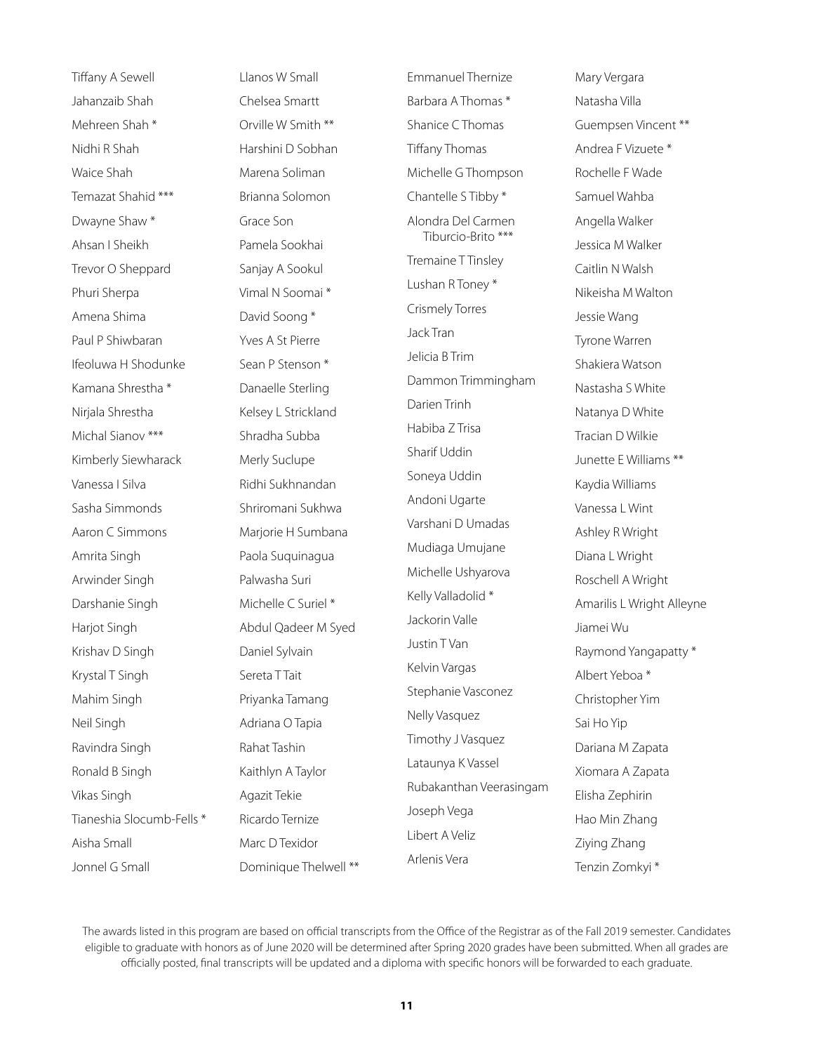Tiffany A Sewell
Jahanzaib Shah
Mehreen Shah *
Nidhi R Shah
Waice Shah
Temazat Shahid ***
Dwayne Shaw *
Ahsan I Sheikh
Trevor O Sheppard
Phuri Sherpa
Amena Shima
Paul P Shiwbaran
Ifeoluwa H Shodunke
Kamana Shrestha *
Nirjala Shrestha
Michal Sianov ***
Kimberly Siewharack
Vanessa I Silva
Sasha Simmonds
Aaron C Simmons
Amrita Singh
Arwinder Singh
Darshanie Singh
Harjot Singh
Krishav D Singh
Krystal T Singh
Mahim Singh
Neil Singh
Ravindra Singh
Ronald B Singh
Vikas Singh
Tianeshia Slocumb-Fells *
Aisha Small
Jonnel G Small

Llanos W Small
Chelsea Smartt
Orville W Smith **
Harshini D Sobhan
Marena Soliman
Brianna Solomon
Grace Son
Pamela Sookhai
Sanjay A Sookul
Vimal N Soomai *
David Soong *
Yves A St Pierre
Sean P Stenson *
Danaelle Sterling
Kelsey L Strickland
Shradha Subba
Merly Suclupe
Ridhi Sukhnandan
Shriromani Sukhwa
Marjorie H Sumbana
Paola Suquinagua
Palwasha Suri
Michelle C Suriel *
Abdul Qadeer M Syed
Daniel Sylvain
Sereta T Tait
Priyanka Tamang
Adriana O Tapia
Rahat Tashin
Kaithlyn A Taylor
Agazit Tekie
Ricardo Ternize
Marc D Texidor
Dominique Thelwell **

Emmanuel Thernize
Barbara A Thomas *
Shanice C Thomas
Tiffany Thomas
Michelle G Thompson
Chantelle S Tibby *
Alondra Del Carmen Tiburcio-Brito ***
Tremaine T Tinsley
Lushan R Toney *
Crismely Torres
Jack Tran
Jelicia B Trim
Dammon Trimmingham
Darien Trinh
Habiba Z Trisa
Sharif Uddin
Soneya Uddin
Andoni Ugarte
Varshani D Umadas
Mudiaga Umujane
Michelle Ushyarova
Kelly Valladolid *
Jackorin Valle
Justin T Van
Kelvin Vargas
Stephanie Vasconez
Nelly Vasquez
Timothy J Vasquez
Lataunya K Vassel
Rubakanthan Veerasingam
Joseph Vega
Libert A Veliz
Arlenis Vera

Mary Vergara
Natasha Villa
Guempsen Vincent **
Andrea F Vizuete *
Rochelle F Wade
Samuel Wahba
Angella Walker
Jessica M Walker
Caitlin N Walsh
Nikeisha M Walton
Jessie Wang
Tyrone Warren
Shakiera Watson
Nastasha S White
Natanya D White
Tracian D Wilkie
Junette E Williams **
Kaydia Williams
Vanessa L Wint
Ashley R Wright
Diana L Wright
Roschell A Wright
Amarilis L Wright Alleyne
Jiamei Wu
Raymond Yangapatty *
Albert Yeboa *
Christopher Yim
Sai Ho Yip
Dariana M Zapata
Xiomara A Zapata
Elisha Zephirin
Hao Min Zhang
Ziying Zhang
Tenzin Zomkyi *

The awards listed in this program are based on official transcripts from the Office of the Registrar as of the Fall 2019 semester. Candidates eligible to graduate with honors as of June 2020 will be determined after Spring 2020 grades have been submitted. When all grades are officially posted, final transcripts will be updated and a diploma with specific honors will be forwarded to each graduate.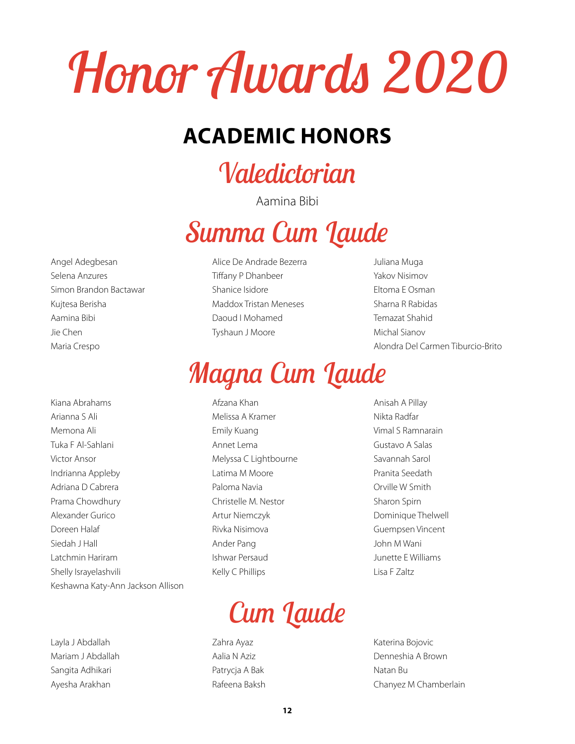# Honor Awards 2020

## ACADEMIC HONORS

### Valedictorian

Aamina Bibi

### Summa Cum Laude

Angel Adegbesan
Selena Anzures
Simon Brandon Bactawar
Kujtesa Berisha
Aamina Bibi
Jie Chen
Maria Crespo
Alice De Andrade Bezerra
Tiffany P Dhanbeer
Shanice Isidore
Maddox Tristan Meneses
Daoud I Mohamed
Tyshaun J Moore
Juliana Muga
Yakov Nisimov
Eltoma E Osman
Sharna R Rabidas
Temazat Shahid
Michal Sianov
Alondra Del Carmen Tiburcio-Brito

### Magna Cum Laude

Kiana Abrahams
Arianna S Ali
Memona Ali
Tuka F Al-Sahlani
Victor Ansor
Indrianna Appleby
Adriana D Cabrera
Prama Chowdhury
Alexander Gurico
Doreen Halaf
Siedah J Hall
Latchmin Hariram
Shelly Israyelashvili
Keshawna Katy-Ann Jackson Allison
Afzana Khan
Melissa A Kramer
Emily Kuang
Annet Lema
Melyssa C Lightbourne
Latima M Moore
Paloma Navia
Christelle M. Nestor
Artur Niemczyk
Rivka Nisimova
Ander Pang
Ishwar Persaud
Kelly C Phillips
Anisah A Pillay
Nikta Radfar
Vimal S Ramnarain
Gustavo A Salas
Savannah Sarol
Pranita Seedath
Orville W Smith
Sharon Spirn
Dominique Thelwell
Guempsen Vincent
John M Wani
Junette E Williams
Lisa F Zaltz

### Cum Laude

Layla J Abdallah
Mariam J Abdallah
Sangita Adhikari
Ayesha Arakhan
Zahra Ayaz
Aalia N Aziz
Patrycja A Bak
Rafeena Baksh
Katerina Bojovic
Denneshia A Brown
Natan Bu
Chanyez M Chamberlain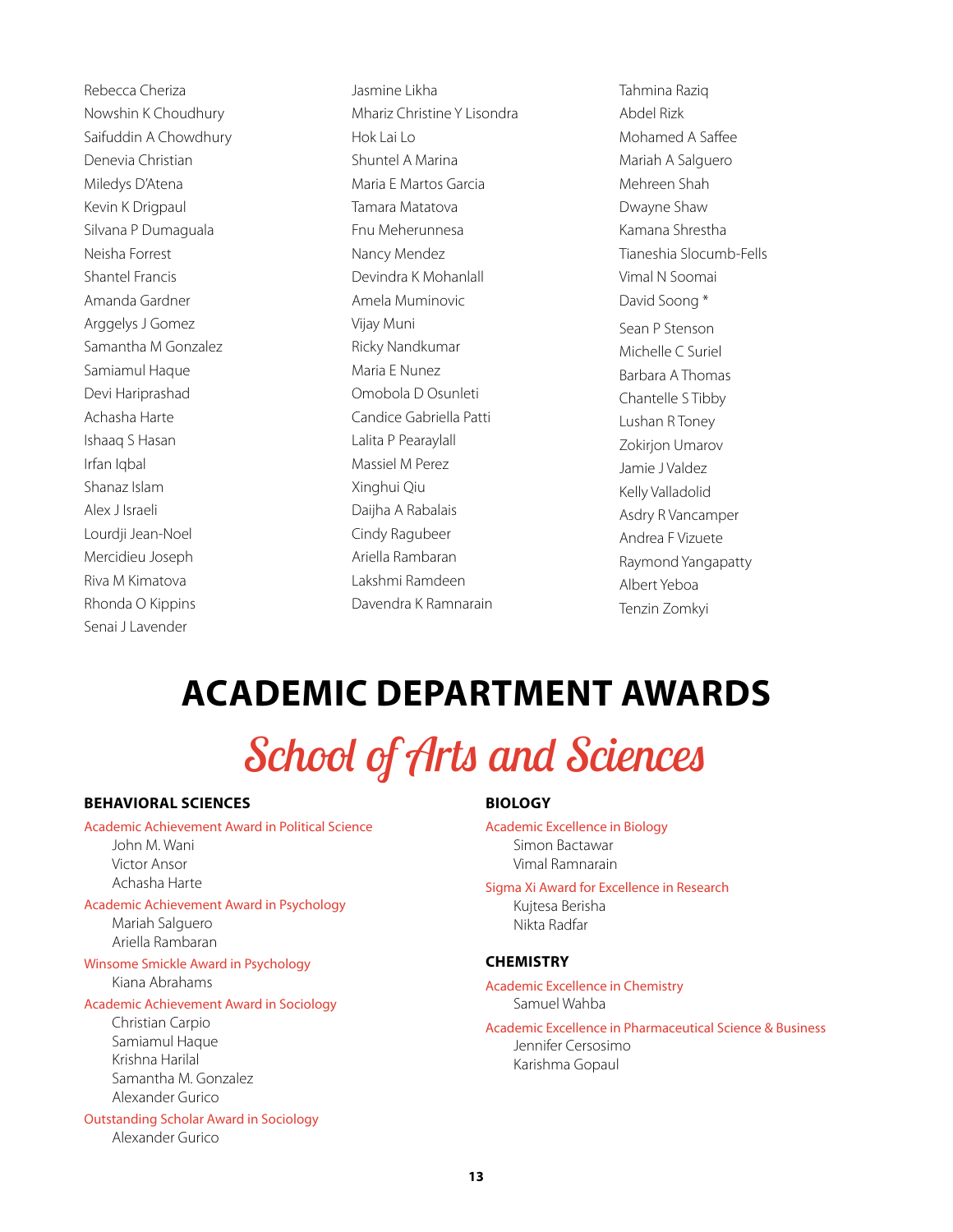Rebecca Cheriza
Nowshin K Choudhury
Saifuddin A Chowdhury
Denevia Christian
Miledys D'Atena
Kevin K Drigpaul
Silvana P Dumaguala
Neisha Forrest
Shantel Francis
Amanda Gardner
Arggelys J Gomez
Samantha M Gonzalez
Samiamul Haque
Devi Hariprashad
Achasha Harte
Ishaaq S Hasan
Irfan Iqbal
Shanaz Islam
Alex J Israeli
Lourdji Jean-Noel
Mercidieu Joseph
Riva M Kimatova
Rhonda O Kippins
Senai J Lavender
Jasmine Likha
Mhariz Christine Y Lisondra
Hok Lai Lo
Shuntel A Marina
Maria E Martos Garcia
Tamara Matatova
Fnu Meherunnesa
Nancy Mendez
Devindra K Mohanlall
Amela Muminovic
Vijay Muni
Ricky Nandkumar
Maria E Nunez
Omobola D Osunleti
Candice Gabriella Patti
Lalita P Pearaylall
Massiel M Perez
Xinghui Qiu
Daijha A Rabalais
Cindy Ragubeer
Ariella Rambaran
Lakshmi Ramdeen
Davendra K Ramnarain
Tahmina Raziq
Abdel Rizk
Mohamed A Saffee
Mariah A Salguero
Mehreen Shah
Dwayne Shaw
Kamana Shrestha
Tianeshia Slocumb-Fells
Vimal N Soomai
David Soong *
Sean P Stenson
Michelle C Suriel
Barbara A Thomas
Chantelle S Tibby
Lushan R Toney
Zokirjon Umarov
Jamie J Valdez
Kelly Valladolid
Asdry R Vancamper
Andrea F Vizuete
Raymond Yangapatty
Albert Yeboa
Tenzin Zomkyi

# ACADEMIC DEPARTMENT AWARDS

## School of Arts and Sciences

### BEHAVIORAL SCIENCES

Academic Achievement Award in Political Science
John M. Wani
Victor Ansor
Achasha Harte

Academic Achievement Award in Psychology
Mariah Salguero
Ariella Rambaran

Winsome Smickle Award in Psychology
Kiana Abrahams

Academic Achievement Award in Sociology
Christian Carpio
Samiamul Haque
Krishna Harilal
Samantha M. Gonzalez
Alexander Gurico

Outstanding Scholar Award in Sociology
Alexander Gurico

### BIOLOGY

Academic Excellence in Biology
Simon Bactawar
Vimal Ramnarain

Sigma Xi Award for Excellence in Research
Kujtesa Berisha
Nikta Radfar

### CHEMISTRY

Academic Excellence in Chemistry
Samuel Wahba

Academic Excellence in Pharmaceutical Science & Business
Jennifer Cersosimo
Karishma Gopaul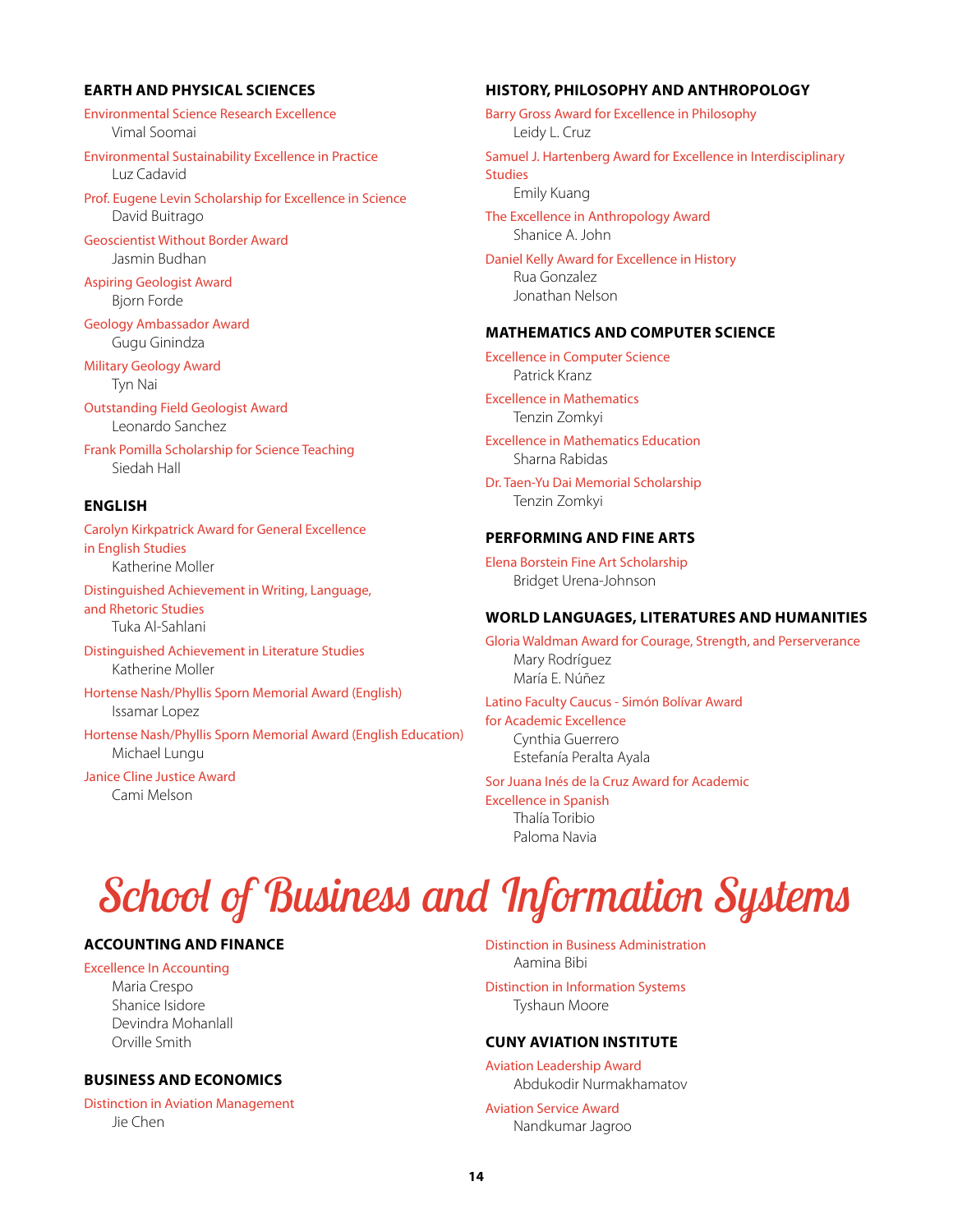### EARTH AND PHYSICAL SCIENCES

Environmental Science Research Excellence
Vimal Soomai

Environmental Sustainability Excellence in Practice
Luz Cadavid

Prof. Eugene Levin Scholarship for Excellence in Science
David Buitrago

Geoscientist Without Border Award
Jasmin Budhan

Aspiring Geologist Award
Bjorn Forde

Geology Ambassador Award
Gugu Ginindza

Military Geology Award
Tyn Nai

Outstanding Field Geologist Award
Leonardo Sanchez

Frank Pomilla Scholarship for Science Teaching
Siedah Hall

### ENGLISH

Carolyn Kirkpatrick Award for General Excellence in English Studies
Katherine Moller

Distinguished Achievement in Writing, Language, and Rhetoric Studies
Tuka Al-Sahlani

Distinguished Achievement in Literature Studies
Katherine Moller

Hortense Nash/Phyllis Sporn Memorial Award (English)
Issamar Lopez

Hortense Nash/Phyllis Sporn Memorial Award (English Education)
Michael Lungu

Janice Cline Justice Award
Cami Melson

### HISTORY, PHILOSOPHY AND ANTHROPOLOGY

Barry Gross Award for Excellence in Philosophy
Leidy L. Cruz

Samuel J. Hartenberg Award for Excellence in Interdisciplinary Studies
Emily Kuang

The Excellence in Anthropology Award
Shanice A. John

Daniel Kelly Award for Excellence in History
Rua Gonzalez
Jonathan Nelson

### MATHEMATICS AND COMPUTER SCIENCE

Excellence in Computer Science
Patrick Kranz

Excellence in Mathematics
Tenzin Zomkyi

Excellence in Mathematics Education
Sharna Rabidas

Dr. Taen-Yu Dai Memorial Scholarship
Tenzin Zomkyi

### PERFORMING AND FINE ARTS

Elena Borstein Fine Art Scholarship
Bridget Urena-Johnson

### WORLD LANGUAGES, LITERATURES AND HUMANITIES

Gloria Waldman Award for Courage, Strength, and Perserverance
Mary Rodríguez
María E. Núñez

Latino Faculty Caucus - Simón Bolívar Award for Academic Excellence
Cynthia Guerrero
Estefanía Peralta Ayala

Sor Juana Inés de la Cruz Award for Academic Excellence in Spanish
Thalía Toribio
Paloma Navia

# School of Business and Information Systems

### ACCOUNTING AND FINANCE

Excellence In Accounting
Maria Crespo
Shanice Isidore
Devindra Mohanlall
Orville Smith

### BUSINESS AND ECONOMICS

Distinction in Aviation Management
Jie Chen

Distinction in Business Administration
Aamina Bibi

Distinction in Information Systems
Tyshaun Moore

### CUNY AVIATION INSTITUTE

Aviation Leadership Award
Abdukodir Nurmakhamatov

Aviation Service Award
Nandkumar Jagroo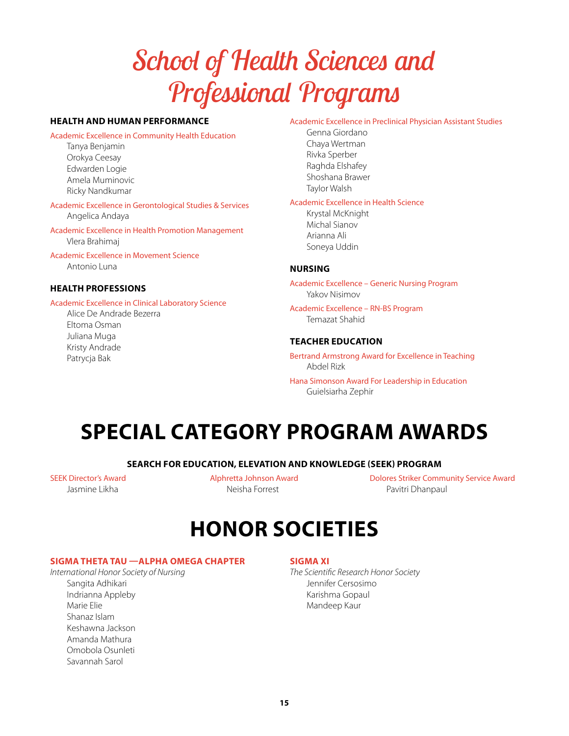# School of Health Sciences and Professional Programs

### HEALTH AND HUMAN PERFORMANCE

Academic Excellence in Community Health Education

- Tanya Benjamin
- Orokya Ceesay
- Edwarden Logie
- Amela Muminovic
- Ricky Nandkumar

Academic Excellence in Gerontological Studies & Services

- Angelica Andaya

Academic Excellence in Health Promotion Management

- Vlera Brahimaj

Academic Excellence in Movement Science

- Antonio Luna

### HEALTH PROFESSIONS

Academic Excellence in Clinical Laboratory Science

- Alice De Andrade Bezerra
- Eltoma Osman
- Juliana Muga
- Kristy Andrade
- Patrycja Bak

Academic Excellence in Preclinical Physician Assistant Studies

- Genna Giordano
- Chaya Wertman
- Rivka Sperber
- Raghda Elshafey
- Shoshana Brawer
- Taylor Walsh

Academic Excellence in Health Science

- Krystal McKnight
- Michal Sianov
- Arianna Ali
- Soneya Uddin

### NURSING

Academic Excellence – Generic Nursing Program

- Yakov Nisimov

Academic Excellence – RN-BS Program

- Temazat Shahid

### TEACHER EDUCATION

Bertrand Armstrong Award for Excellence in Teaching

- Abdel Rizk

Hana Simonson Award For Leadership in Education

- Guielsiarha Zephir

# SPECIAL CATEGORY PROGRAM AWARDS

### SEARCH FOR EDUCATION, ELEVATION AND KNOWLEDGE (SEEK) PROGRAM

SEEK Director's Award

- Jasmine Likha

Alphretta Johnson Award

- Neisha Forrest

Dolores Striker Community Service Award

- Pavitri Dhanpaul

# HONOR SOCIETIES

### SIGMA THETA TAU —ALPHA OMEGA CHAPTER

*International Honor Society of Nursing*

- Sangita Adhikari
- Indrianna Appleby
- Marie Elie
- Shanaz Islam
- Keshawna Jackson
- Amanda Mathura
- Omobola Osunleti
- Savannah Sarol

### SIGMA XI

*The Scientific Research Honor Society*

- Jennifer Cersosimo
- Karishma Gopaul
- Mandeep Kaur